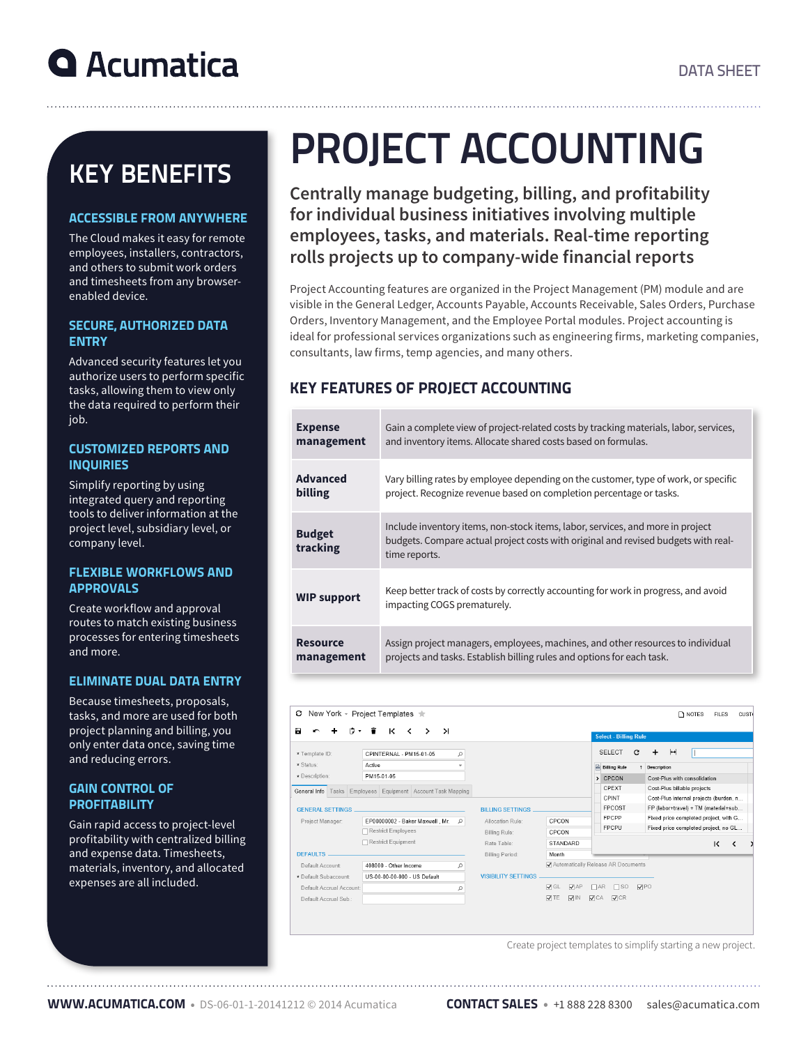# PROJECT ACCOUNTING

## Centrally manage budgeting, billing, and profitability for individual business initiatives involving multiple employees, tasks, and materials. Real-time reporting rolls projects up to company-wide financial reports

Project Accounting features are organized in the Project Management (PM) module and are visible in the General Ledger, Accounts Payable, Accounts Receivable, Sales Orders, Purchase Orders, Inventory Management, and the Employee Portal modules. Project accounting is ideal for professional services organizations such as engineering firms, marketing companies, consultants, law firms, temp agencies, and many others.

## KEY FEATURES OF PROJECT ACCOUNTING

| | |
|---|---|
| **Expense management** | Gain a complete view of project-related costs by tracking materials, labor, services, and inventory items. Allocate shared costs based on formulas. |
| **Advanced billing** | Vary billing rates by employee depending on the customer, type of work, or specific project. Recognize revenue based on completion percentage or tasks. |
| **Budget tracking** | Include inventory items, non-stock items, labor, services, and more in project budgets. Compare actual project costs with original and revised budgets with real-time reports. |
| **WIP support** | Keep better track of costs by correctly accounting for work in progress, and avoid impacting COGS prematurely. |
| **Resource management** | Assign project managers, employees, machines, and other resources to individual projects and tasks. Establish billing rules and options for each task. |

Create project templates to simplify starting a new project.

## KEY BENEFITS

### ACCESSIBLE FROM ANYWHERE

The Cloud makes it easy for remote employees, installers, contractors, and others to submit work orders and timesheets from any browser-enabled device.

### SECURE, AUTHORIZED DATA ENTRY

Advanced security features let you authorize users to perform specific tasks, allowing them to view only the data required to perform their job.

### CUSTOMIZED REPORTS AND INQUIRIES

Simplify reporting by using integrated query and reporting tools to deliver information at the project level, subsidiary level, or company level.

### FLEXIBLE WORKFLOWS AND APPROVALS

Create workflow and approval routes to match existing business processes for entering timesheets and more.

### ELIMINATE DUAL DATA ENTRY

Because timesheets, proposals, tasks, and more are used for both project planning and billing, you only enter data once, saving time and reducing errors.

### GAIN CONTROL OF PROFITABILITY

Gain rapid access to project-level profitability with centralized billing and expense data. Timesheets, materials, inventory, and allocated expenses are all included.

**WWW.ACUMATICA.COM** • DS-06-01-1-20141212 © 2014 Acumatica **CONTACT SALES** • +1 888 228 8300 sales@acumatica.com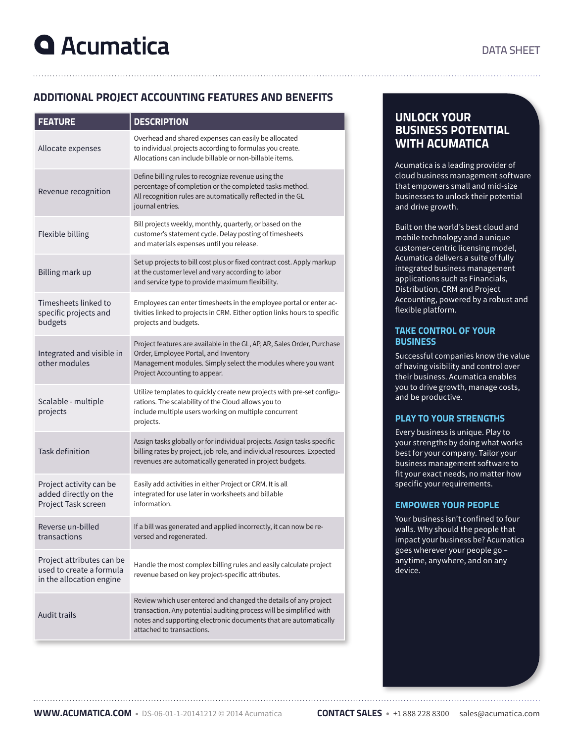## ADDITIONAL PROJECT ACCOUNTING FEATURES AND BENEFITS

| FEATURE | DESCRIPTION |
|---|---|
| Allocate expenses | Overhead and shared expenses can easily be allocated to individual projects according to formulas you create. Allocations can include billable or non-billable items. |
| Revenue recognition | Define billing rules to recognize revenue using the percentage of completion or the completed tasks method. All recognition rules are automatically reflected in the GL journal entries. |
| Flexible billing | Bill projects weekly, monthly, quarterly, or based on the customer's statement cycle. Delay posting of timesheets and materials expenses until you release. |
| Billing mark up | Set up projects to bill cost plus or fixed contract cost. Apply markup at the customer level and vary according to labor and service type to provide maximum flexibility. |
| Timesheets linked to specific projects and budgets | Employees can enter timesheets in the employee portal or enter activities linked to projects in CRM. Either option links hours to specific projects and budgets. |
| Integrated and visible in other modules | Project features are available in the GL, AP, AR, Sales Order, Purchase Order, Employee Portal, and Inventory Management modules. Simply select the modules where you want Project Accounting to appear. |
| Scalable - multiple projects | Utilize templates to quickly create new projects with pre-set configurations. The scalability of the Cloud allows you to include multiple users working on multiple concurrent projects. |
| Task definition | Assign tasks globally or for individual projects. Assign tasks specific billing rates by project, job role, and individual resources. Expected revenues are automatically generated in project budgets. |
| Project activity can be added directly on the Project Task screen | Easily add activities in either Project or CRM. It is all integrated for use later in worksheets and billable information. |
| Reverse un-billed transactions | If a bill was generated and applied incorrectly, it can now be reversed and regenerated. |
| Project attributes can be used to create a formula in the allocation engine | Handle the most complex billing rules and easily calculate project revenue based on key project-specific attributes. |
| Audit trails | Review which user entered and changed the details of any project transaction. Any potential auditing process will be simplified with notes and supporting electronic documents that are automatically attached to transactions. |

## UNLOCK YOUR BUSINESS POTENTIAL WITH ACUMATICA

Acumatica is a leading provider of cloud business management software that empowers small and mid-size businesses to unlock their potential and drive growth.

Built on the world's best cloud and mobile technology and a unique customer-centric licensing model, Acumatica delivers a suite of fully integrated business management applications such as Financials, Distribution, CRM and Project Accounting, powered by a robust and flexible platform.

### TAKE CONTROL OF YOUR BUSINESS

Successful companies know the value of having visibility and control over their business. Acumatica enables you to drive growth, manage costs, and be productive.

### PLAY TO YOUR STRENGTHS

Every business is unique. Play to your strengths by doing what works best for your company. Tailor your business management software to fit your exact needs, no matter how specific your requirements.

### EMPOWER YOUR PEOPLE

Your business isn't confined to four walls. Why should the people that impact your business be? Acumatica goes wherever your people go – anytime, anywhere, and on any device.

**WWW.ACUMATICA.COM** • DS-06-01-1-20141212 © 2014 Acumatica **CONTACT SALES** • +1 888 228 8300 sales@acumatica.com